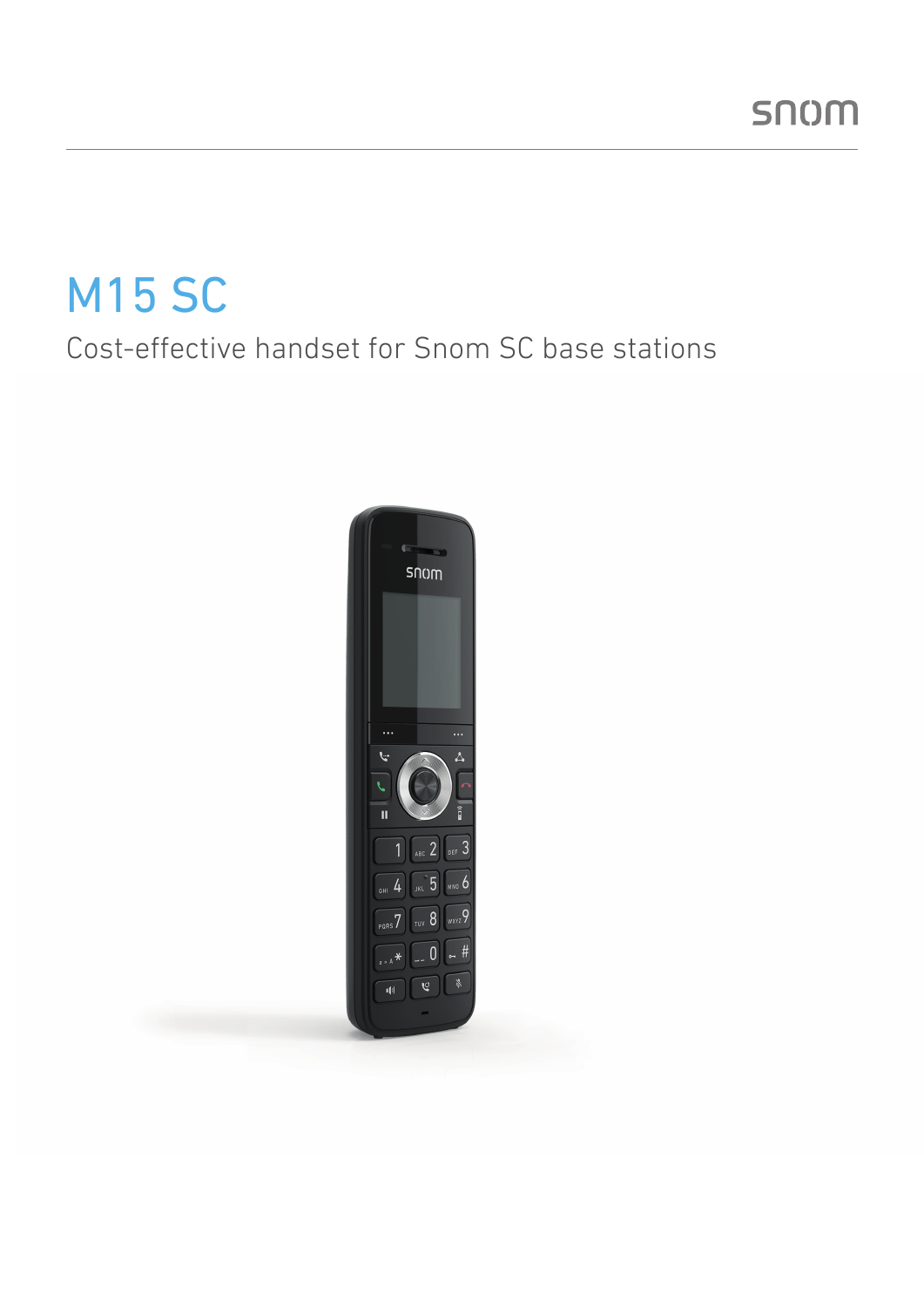snom

# M15 SC

Cost-effective handset for Snom SC base stations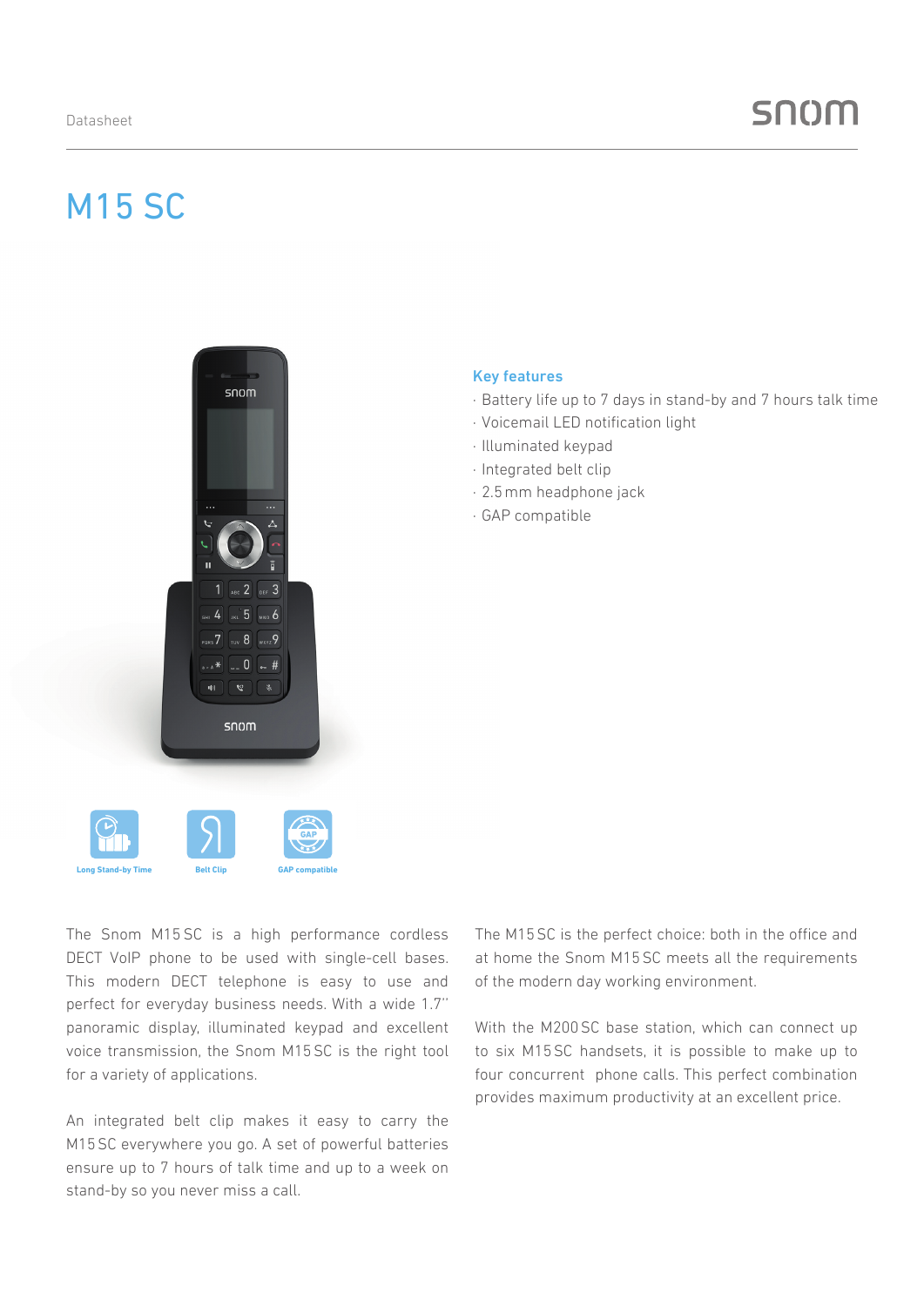Datasheet

# M15 SC

### Key features

- Battery life up to 7 days in stand-by and 7 hours talk time
- Voicemail LED notification light
- Illuminated keypad
- Integrated belt clip
- 2.5 mm headphone jack
- GAP compatible

Long Stand-by Time

Belt Clip

GAP compatible

The Snom M15 SC is a high performance cordless DECT VoIP phone to be used with single-cell bases. This modern DECT telephone is easy to use and perfect for everyday business needs. With a wide 1.7'' panoramic display, illuminated keypad and excellent voice transmission, the Snom M15 SC is the right tool for a variety of applications.

An integrated belt clip makes it easy to carry the M15 SC everywhere you go. A set of powerful batteries ensure up to 7 hours of talk time and up to a week on stand-by so you never miss a call.

The M15 SC is the perfect choice: both in the office and at home the Snom M15 SC meets all the requirements of the modern day working environment.

With the M200 SC base station, which can connect up to six M15 SC handsets, it is possible to make up to four concurrent phone calls. This perfect combination provides maximum productivity at an excellent price.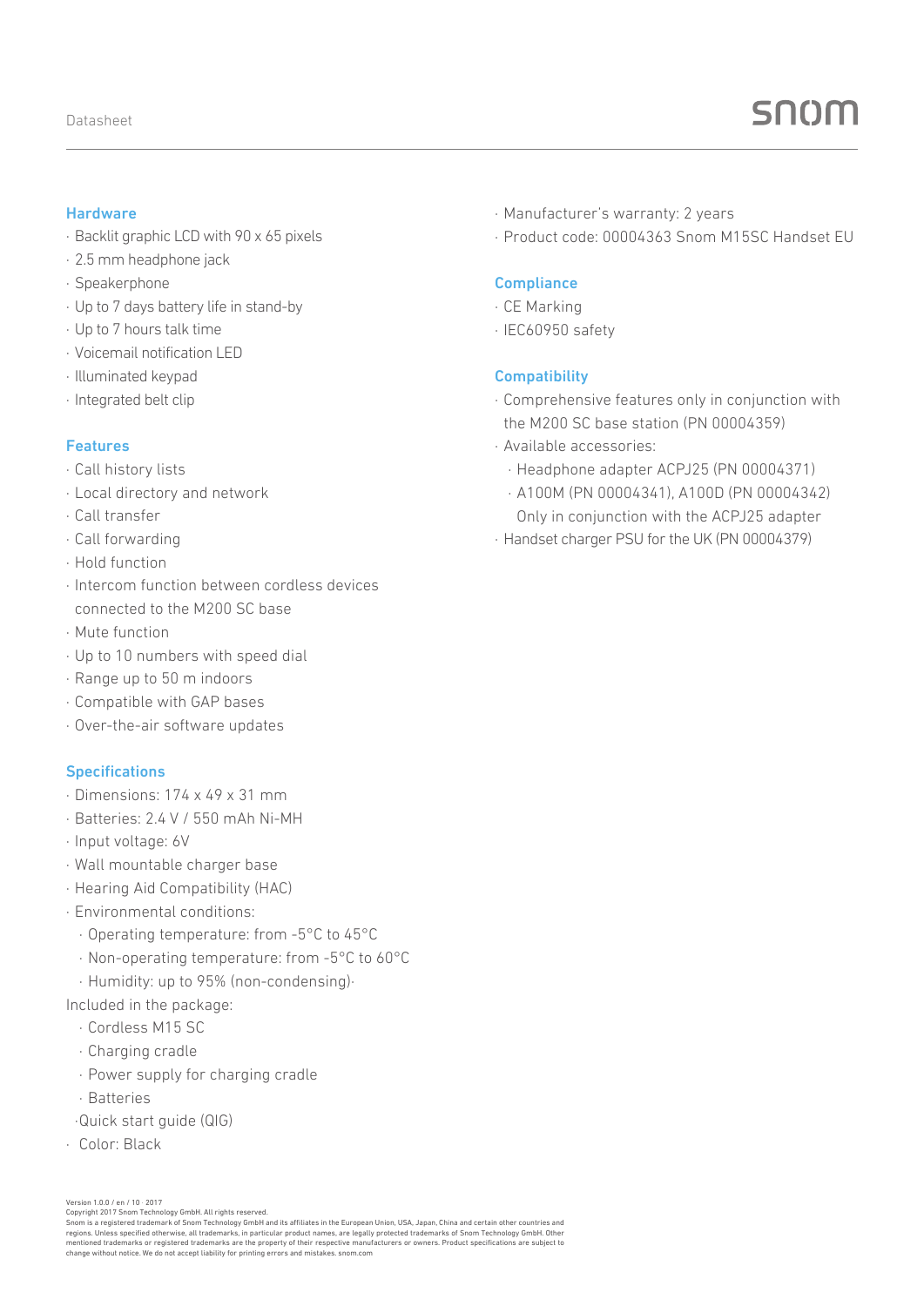## Hardware

- Backlit graphic LCD with 90 x 65 pixels
- 2.5 mm headphone jack
- Speakerphone
- Up to 7 days battery life in stand-by
- Up to 7 hours talk time
- Voicemail notification LED
- Illuminated keypad
- Integrated belt clip

## Features

- Call history lists
- Local directory and network
- Call transfer
- Call forwarding
- Hold function
- Intercom function between cordless devices connected to the M200 SC base
- Mute function
- Up to 10 numbers with speed dial
- Range up to 50 m indoors
- Compatible with GAP bases
- Over-the-air software updates

## Specifications

- Dimensions: 174 x 49 x 31 mm
- Batteries: 2.4 V / 550 mAh Ni-MH
- Input voltage: 6V
- Wall mountable charger base
- Hearing Aid Compatibility (HAC)
- Environmental conditions:
  - Operating temperature: from -5°C to 45°C
  - Non-operating temperature: from -5°C to 60°C
  - Humidity: up to 95% (non-condensing)·

Included in the package:

- Cordless M15 SC
- Charging cradle
- Power supply for charging cradle
- Batteries
- Quick start guide (QIG)
- Color: Black
- Manufacturer's warranty: 2 years
- Product code: 00004363 Snom M15SC Handset EU

## Compliance

- CE Marking
- IEC60950 safety

## Compatibility

- Comprehensive features only in conjunction with the M200 SC base station (PN 00004359)
- Available accessories:
  - Headphone adapter ACPJ25 (PN 00004371)
  - A100M (PN 00004341), A100D (PN 00004342) Only in conjunction with the ACPJ25 adapter
- Handset charger PSU for the UK (PN 00004379)

Version 1.0.0 / en / 10 · 2017
Copyright 2017 Snom Technology GmbH. All rights reserved.
Snom is a registered trademark of Snom Technology GmbH and its affiliates in the European Union, USA, Japan, China and certain other countries and regions. Unless specified otherwise, all trademarks, in particular product names, are legally protected trademarks of Snom Technology GmbH. Other mentioned trademarks or registered trademarks are the property of their respective manufacturers or owners. Product specifications are subject to change without notice. We do not accept liability for printing errors and mistakes. snom.com